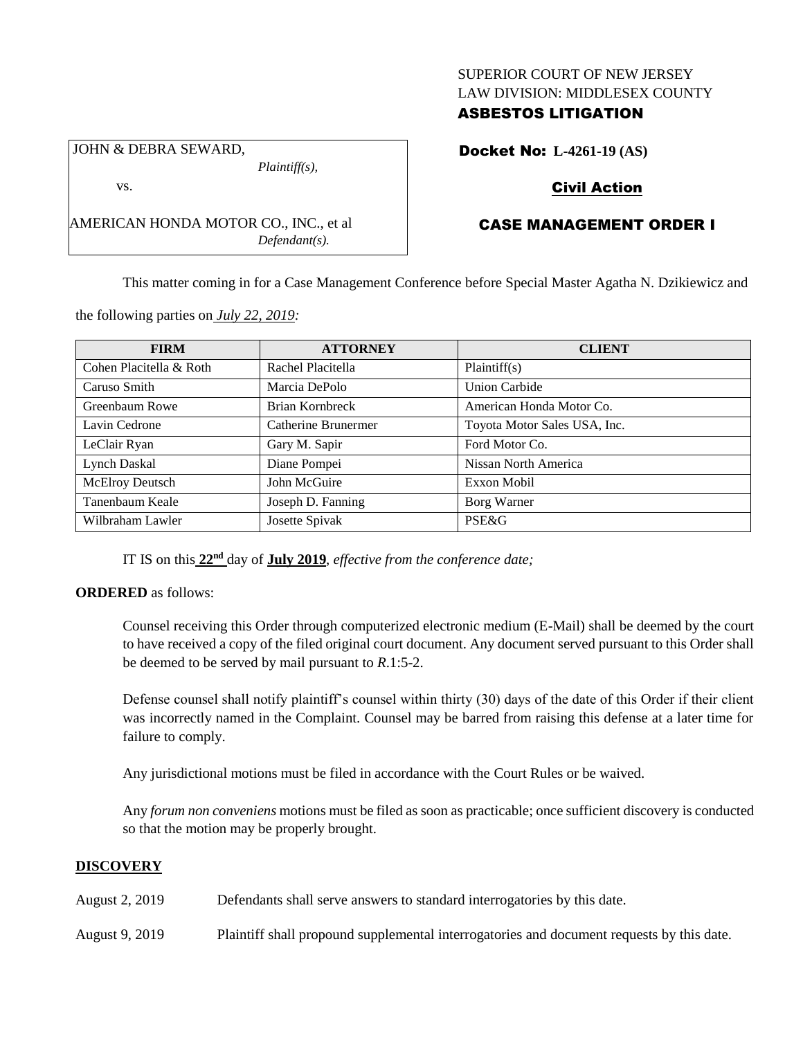SUPERIOR COURT OF NEW JERSEY
LAW DIVISION: MIDDLESEX COUNTY
**ASBESTOS LITIGATION**

JOHN & DEBRA SEWARD,
*Plaintiff(s),*
vs.
AMERICAN HONDA MOTOR CO., INC., et al
*Defendant(s).*

**Docket No: L-4261-19 (AS)**

**Civil Action**

**CASE MANAGEMENT ORDER I**

This matter coming in for a Case Management Conference before Special Master Agatha N. Dzikiewicz and the following parties on *July 22, 2019:*

| FIRM | ATTORNEY | CLIENT |
| --- | --- | --- |
| Cohen Placitella & Roth | Rachel Placitella | Plaintiff(s) |
| Caruso Smith | Marcia DePolo | Union Carbide |
| Greenbaum Rowe | Brian Kornbreck | American Honda Motor Co. |
| Lavin Cedrone | Catherine Brunermer | Toyota Motor Sales USA, Inc. |
| LeClair Ryan | Gary M. Sapir | Ford Motor Co. |
| Lynch Daskal | Diane Pompei | Nissan North America |
| McElroy Deutsch | John McGuire | Exxon Mobil |
| Tanenbaum Keale | Joseph D. Fanning | Borg Warner |
| Wilbraham Lawler | Josette Spivak | PSE&G |

IT IS on this **22nd** day of **July 2019**, *effective from the conference date;*

**ORDERED** as follows:

Counsel receiving this Order through computerized electronic medium (E-Mail) shall be deemed by the court to have received a copy of the filed original court document. Any document served pursuant to this Order shall be deemed to be served by mail pursuant to *R*.1:5-2.

Defense counsel shall notify plaintiff's counsel within thirty (30) days of the date of this Order if their client was incorrectly named in the Complaint. Counsel may be barred from raising this defense at a later time for failure to comply.

Any jurisdictional motions must be filed in accordance with the Court Rules or be waived.

Any *forum non conveniens* motions must be filed as soon as practicable; once sufficient discovery is conducted so that the motion may be properly brought.

**DISCOVERY**

August 2, 2019 — Defendants shall serve answers to standard interrogatories by this date.

August 9, 2019 — Plaintiff shall propound supplemental interrogatories and document requests by this date.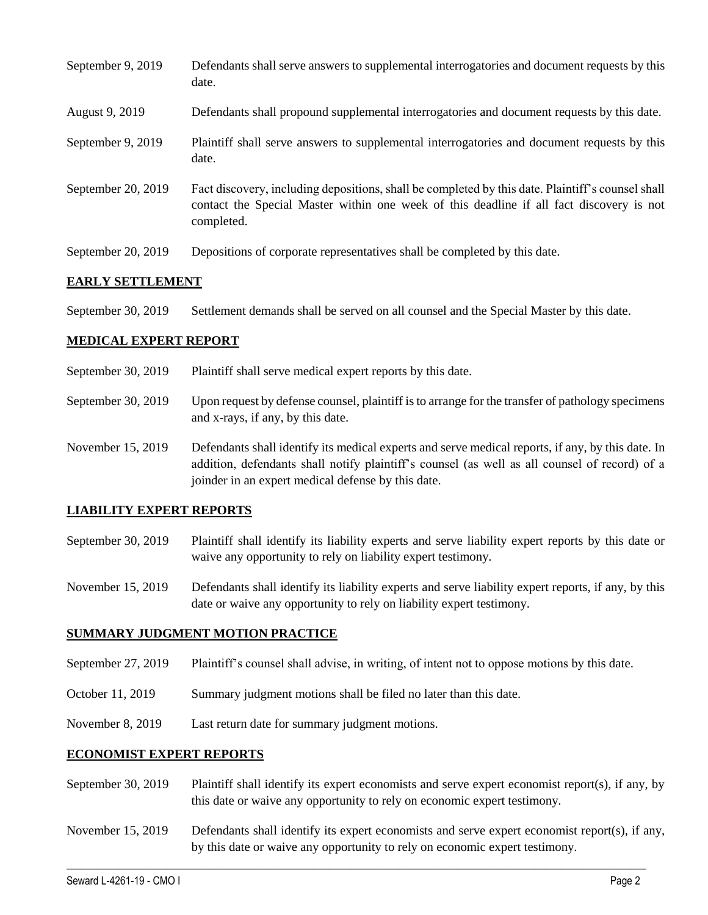| | |
|---|---|
| September 9, 2019 | Defendants shall serve answers to supplemental interrogatories and document requests by this date. |
| August 9, 2019 | Defendants shall propound supplemental interrogatories and document requests by this date. |
| September 9, 2019 | Plaintiff shall serve answers to supplemental interrogatories and document requests by this date. |
| September 20, 2019 | Fact discovery, including depositions, shall be completed by this date. Plaintiff's counsel shall contact the Special Master within one week of this deadline if all fact discovery is not completed. |
| September 20, 2019 | Depositions of corporate representatives shall be completed by this date. |

## EARLY SETTLEMENT

| | |
|---|---|
| September 30, 2019 | Settlement demands shall be served on all counsel and the Special Master by this date. |

## MEDICAL EXPERT REPORT

| | |
|---|---|
| September 30, 2019 | Plaintiff shall serve medical expert reports by this date. |
| September 30, 2019 | Upon request by defense counsel, plaintiff is to arrange for the transfer of pathology specimens and x-rays, if any, by this date. |
| November 15, 2019 | Defendants shall identify its medical experts and serve medical reports, if any, by this date. In addition, defendants shall notify plaintiff's counsel (as well as all counsel of record) of a joinder in an expert medical defense by this date. |

## LIABILITY EXPERT REPORTS

| | |
|---|---|
| September 30, 2019 | Plaintiff shall identify its liability experts and serve liability expert reports by this date or waive any opportunity to rely on liability expert testimony. |
| November 15, 2019 | Defendants shall identify its liability experts and serve liability expert reports, if any, by this date or waive any opportunity to rely on liability expert testimony. |

## SUMMARY JUDGMENT MOTION PRACTICE

| | |
|---|---|
| September 27, 2019 | Plaintiff's counsel shall advise, in writing, of intent not to oppose motions by this date. |
| October 11, 2019 | Summary judgment motions shall be filed no later than this date. |
| November 8, 2019 | Last return date for summary judgment motions. |

## ECONOMIST EXPERT REPORTS

| | |
|---|---|
| September 30, 2019 | Plaintiff shall identify its expert economists and serve expert economist report(s), if any, by this date or waive any opportunity to rely on economic expert testimony. |
| November 15, 2019 | Defendants shall identify its expert economists and serve expert economist report(s), if any, by this date or waive any opportunity to rely on economic expert testimony. |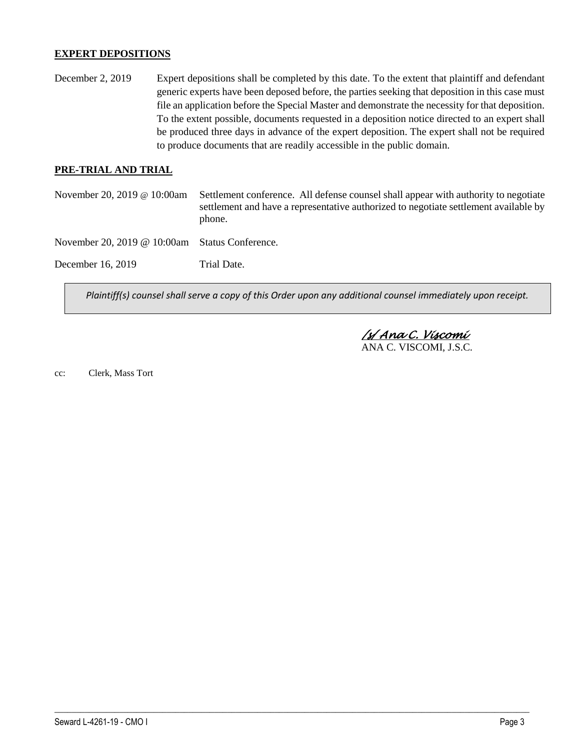**EXPERT DEPOSITIONS**

| | |
|---|---|
| December 2, 2019 | Expert depositions shall be completed by this date. To the extent that plaintiff and defendant generic experts have been deposed before, the parties seeking that deposition in this case must file an application before the Special Master and demonstrate the necessity for that deposition. To the extent possible, documents requested in a deposition notice directed to an expert shall be produced three days in advance of the expert deposition. The expert shall not be required to produce documents that are readily accessible in the public domain. |

**PRE-TRIAL AND TRIAL**

| | |
|---|---|
| November 20, 2019 @ 10:00am | Settlement conference. All defense counsel shall appear with authority to negotiate settlement and have a representative authorized to negotiate settlement available by phone. |
| November 20, 2019 @ 10:00am | Status Conference. |
| December 16, 2019 | Trial Date. |

*Plaintiff(s) counsel shall serve a copy of this Order upon any additional counsel immediately upon receipt.*

*/s/ Ana C. Viscomi*
ANA C. VISCOMI, J.S.C.

cc: Clerk, Mass Tort

Seward L-4261-19 - CMO I